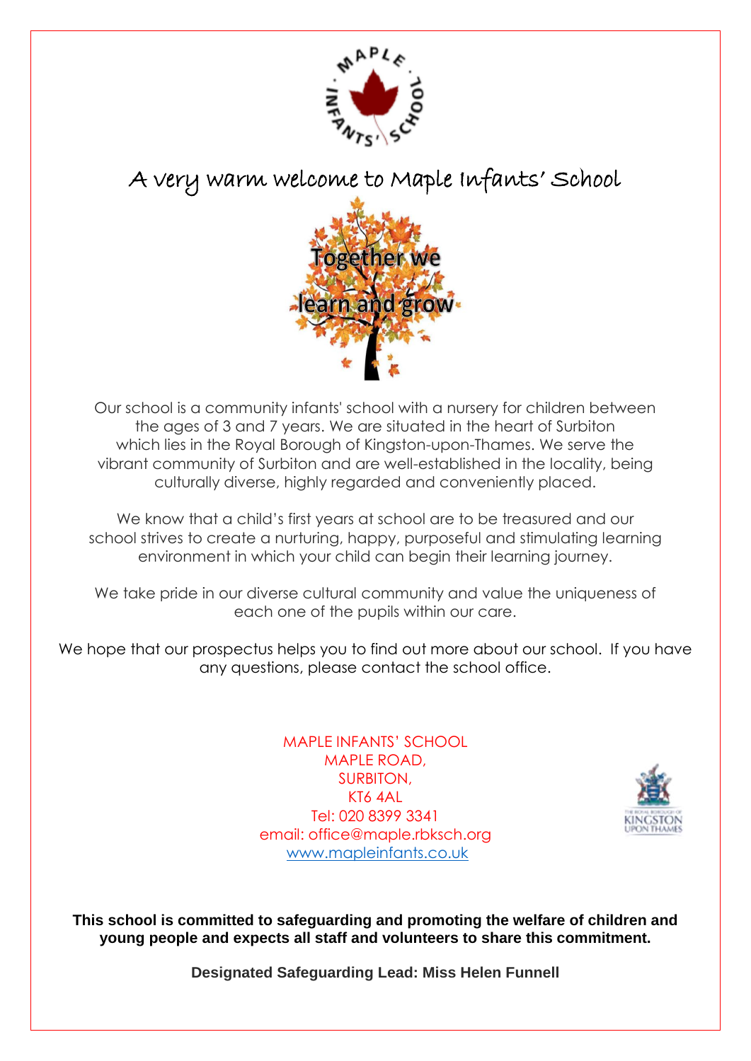# A very warm welcome to Maple Infants' School

Together we learn and grow

Our school is a community infants' school with a nursery for children between the ages of 3 and 7 years. We are situated in the heart of Surbiton which lies in the Royal Borough of Kingston-upon-Thames. We serve the vibrant community of Surbiton and are well-established in the locality, being culturally diverse, highly regarded and conveniently placed.

We know that a child's first years at school are to be treasured and our school strives to create a nurturing, happy, purposeful and stimulating learning environment in which your child can begin their learning journey.

We take pride in our diverse cultural community and value the uniqueness of each one of the pupils within our care.

We hope that our prospectus helps you to find out more about our school. If you have any questions, please contact the school office.

MAPLE INFANTS' SCHOOL
MAPLE ROAD,
SURBITON,
KT6 4AL
Tel: 020 8399 3341
email: office@maple.rbksch.org
www.mapleinfants.co.uk

**This school is committed to safeguarding and promoting the welfare of children and young people and expects all staff and volunteers to share this commitment.**

**Designated Safeguarding Lead: Miss Helen Funnell**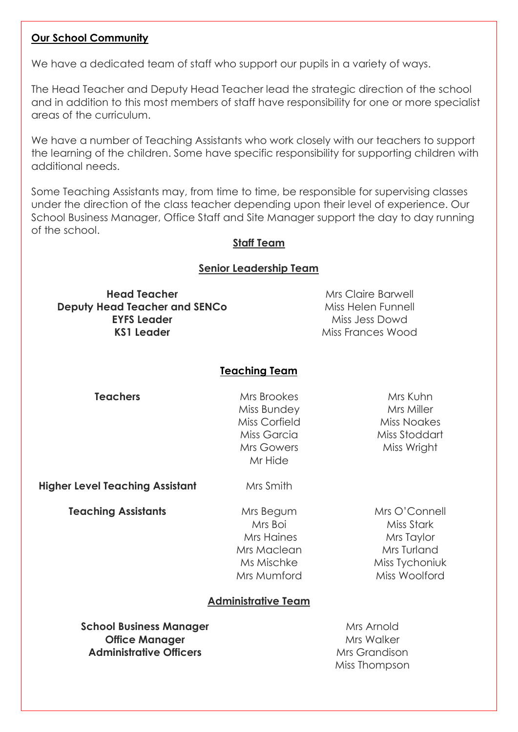## Our School Community

We have a dedicated team of staff who support our pupils in a variety of ways.

The Head Teacher and Deputy Head Teacher lead the strategic direction of the school and in addition to this most members of staff have responsibility for one or more specialist areas of the curriculum.

We have a number of Teaching Assistants who work closely with our teachers to support the learning of the children. Some have specific responsibility for supporting children with additional needs.

Some Teaching Assistants may, from time to time, be responsible for supervising classes under the direction of the class teacher depending upon their level of experience. Our School Business Manager, Office Staff and Site Manager support the day to day running of the school.

### Staff Team

#### Senior Leadership Team

| | |
|---|---|
| **Head Teacher** | Mrs Claire Barwell |
| **Deputy Head Teacher and SENCo** | Miss Helen Funnell |
| **EYFS Leader** | Miss Jess Dowd |
| **KS1 Leader** | Miss Frances Wood |

#### Teaching Team

| | | |
|---|---|---|
| **Teachers** | Mrs Brookes | Mrs Kuhn |
| | Miss Bundey | Mrs Miller |
| | Miss Corfield | Miss Noakes |
| | Miss Garcia | Miss Stoddart |
| | Mrs Gowers | Miss Wright |
| | Mr Hide | |
| **Higher Level Teaching Assistant** | Mrs Smith | |
| **Teaching Assistants** | Mrs Begum | Mrs O'Connell |
| | Mrs Boi | Miss Stark |
| | Mrs Haines | Mrs Taylor |
| | Mrs Maclean | Mrs Turland |
| | Ms Mischke | Miss Tychoniuk |
| | Mrs Mumford | Miss Woolford |

#### Administrative Team

| | |
|---|---|
| **School Business Manager** | Mrs Arnold |
| **Office Manager** | Mrs Walker |
| **Administrative Officers** | Mrs Grandison |
| | Miss Thompson |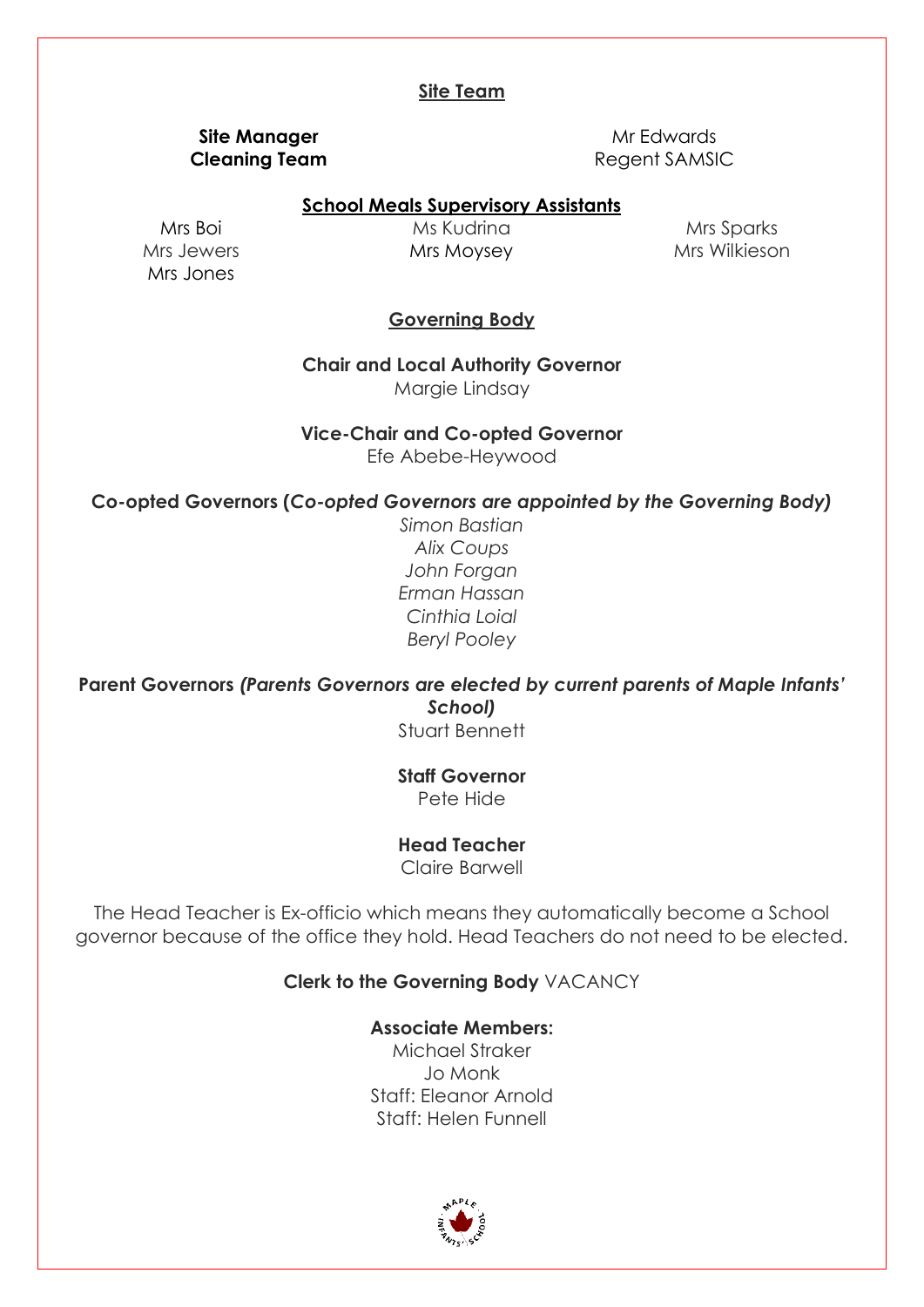## Site Team

**Site Manager** Mr Edwards

**Cleaning Team** Regent SAMSIC

## School Meals Supervisory Assistants

Mrs Boi
Mrs Jewers
Mrs Jones
Ms Kudrina
Mrs Moysey
Mrs Sparks
Mrs Wilkieson

## Governing Body

**Chair and Local Authority Governor**
Margie Lindsay

**Vice-Chair and Co-opted Governor**
Efe Abebe-Heywood

**Co-opted Governors (*Co-opted Governors are appointed by the Governing Body)***

*Simon Bastian*
*Alix Coups*
*John Forgan*
*Erman Hassan*
*Cinthia Loial*
*Beryl Pooley*

**Parent Governors *(Parents Governors are elected by current parents of Maple Infants' School)***

Stuart Bennett

**Staff Governor**
Pete Hide

**Head Teacher**
Claire Barwell

The Head Teacher is Ex-officio which means they automatically become a School governor because of the office they hold. Head Teachers do not need to be elected.

**Clerk to the Governing Body** VACANCY

**Associate Members:**
Michael Straker
Jo Monk
Staff: Eleanor Arnold
Staff: Helen Funnell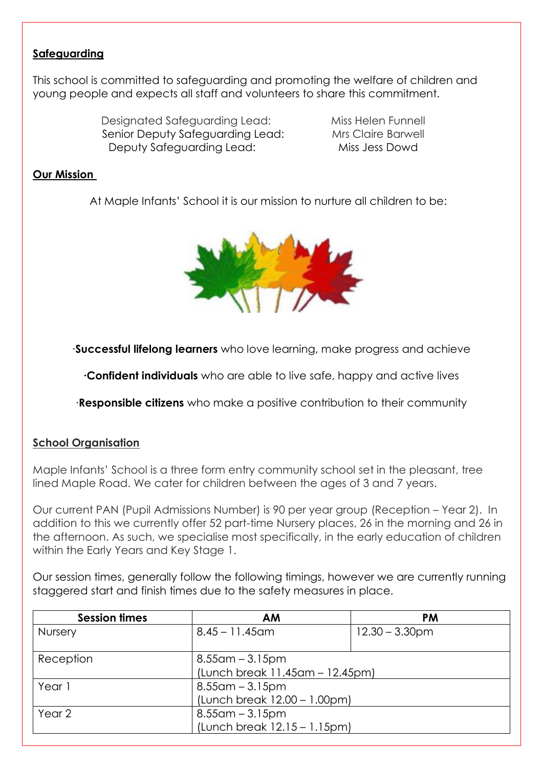## Safeguarding

This school is committed to safeguarding and promoting the welfare of children and young people and expects all staff and volunteers to share this commitment.

Designated Safeguarding Lead: Miss Helen Funnell
Senior Deputy Safeguarding Lead: Mrs Claire Barwell
Deputy Safeguarding Lead: Miss Jess Dowd

## Our Mission

At Maple Infants' School it is our mission to nurture all children to be:

·**Successful lifelong learners** who love learning, make progress and achieve

·**Confident individuals** who are able to live safe, happy and active lives

·**Responsible citizens** who make a positive contribution to their community

## School Organisation

Maple Infants' School is a three form entry community school set in the pleasant, tree lined Maple Road. We cater for children between the ages of 3 and 7 years.

Our current PAN (Pupil Admissions Number) is 90 per year group (Reception – Year 2). In addition to this we currently offer 52 part-time Nursery places, 26 in the morning and 26 in the afternoon. As such, we specialise most specifically, in the early education of children within the Early Years and Key Stage 1.

Our session times, generally follow the following timings, however we are currently running staggered start and finish times due to the safety measures in place.

| Session times | AM | PM |
|---|---|---|
| Nursery | 8.45 – 11.45am | 12.30 – 3.30pm |
| Reception | 8.55am – 3.15pm (Lunch break 11.45am – 12.45pm) | |
| Year 1 | 8.55am – 3.15pm (Lunch break 12.00 – 1.00pm) | |
| Year 2 | 8.55am – 3.15pm (Lunch break 12.15 – 1.15pm) | |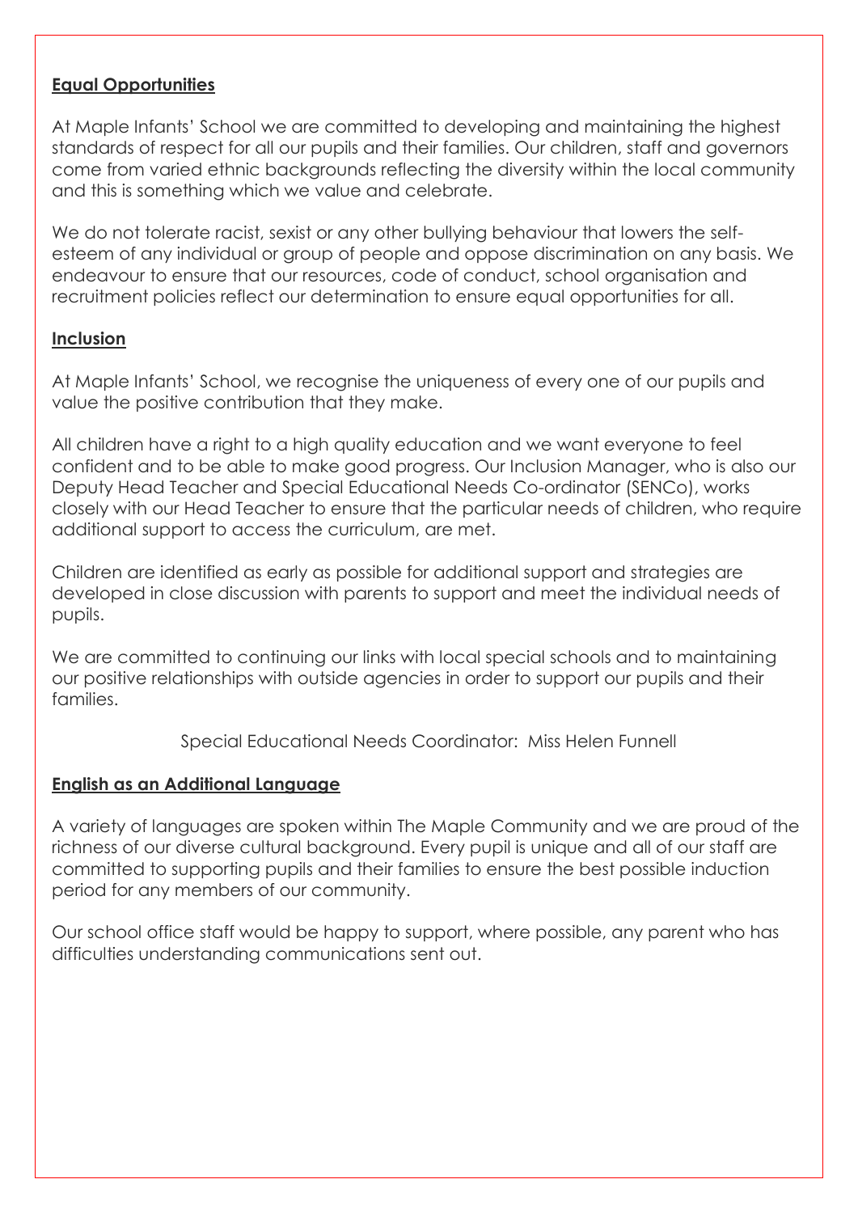## Equal Opportunities

At Maple Infants' School we are committed to developing and maintaining the highest standards of respect for all our pupils and their families. Our children, staff and governors come from varied ethnic backgrounds reflecting the diversity within the local community and this is something which we value and celebrate.

We do not tolerate racist, sexist or any other bullying behaviour that lowers the self-esteem of any individual or group of people and oppose discrimination on any basis. We endeavour to ensure that our resources, code of conduct, school organisation and recruitment policies reflect our determination to ensure equal opportunities for all.

## Inclusion

At Maple Infants' School, we recognise the uniqueness of every one of our pupils and value the positive contribution that they make.

All children have a right to a high quality education and we want everyone to feel confident and to be able to make good progress. Our Inclusion Manager, who is also our Deputy Head Teacher and Special Educational Needs Co-ordinator (SENCo), works closely with our Head Teacher to ensure that the particular needs of children, who require additional support to access the curriculum, are met.

Children are identified as early as possible for additional support and strategies are developed in close discussion with parents to support and meet the individual needs of pupils.

We are committed to continuing our links with local special schools and to maintaining our positive relationships with outside agencies in order to support our pupils and their families.

Special Educational Needs Coordinator: Miss Helen Funnell

## English as an Additional Language

A variety of languages are spoken within The Maple Community and we are proud of the richness of our diverse cultural background. Every pupil is unique and all of our staff are committed to supporting pupils and their families to ensure the best possible induction period for any members of our community.

Our school office staff would be happy to support, where possible, any parent who has difficulties understanding communications sent out.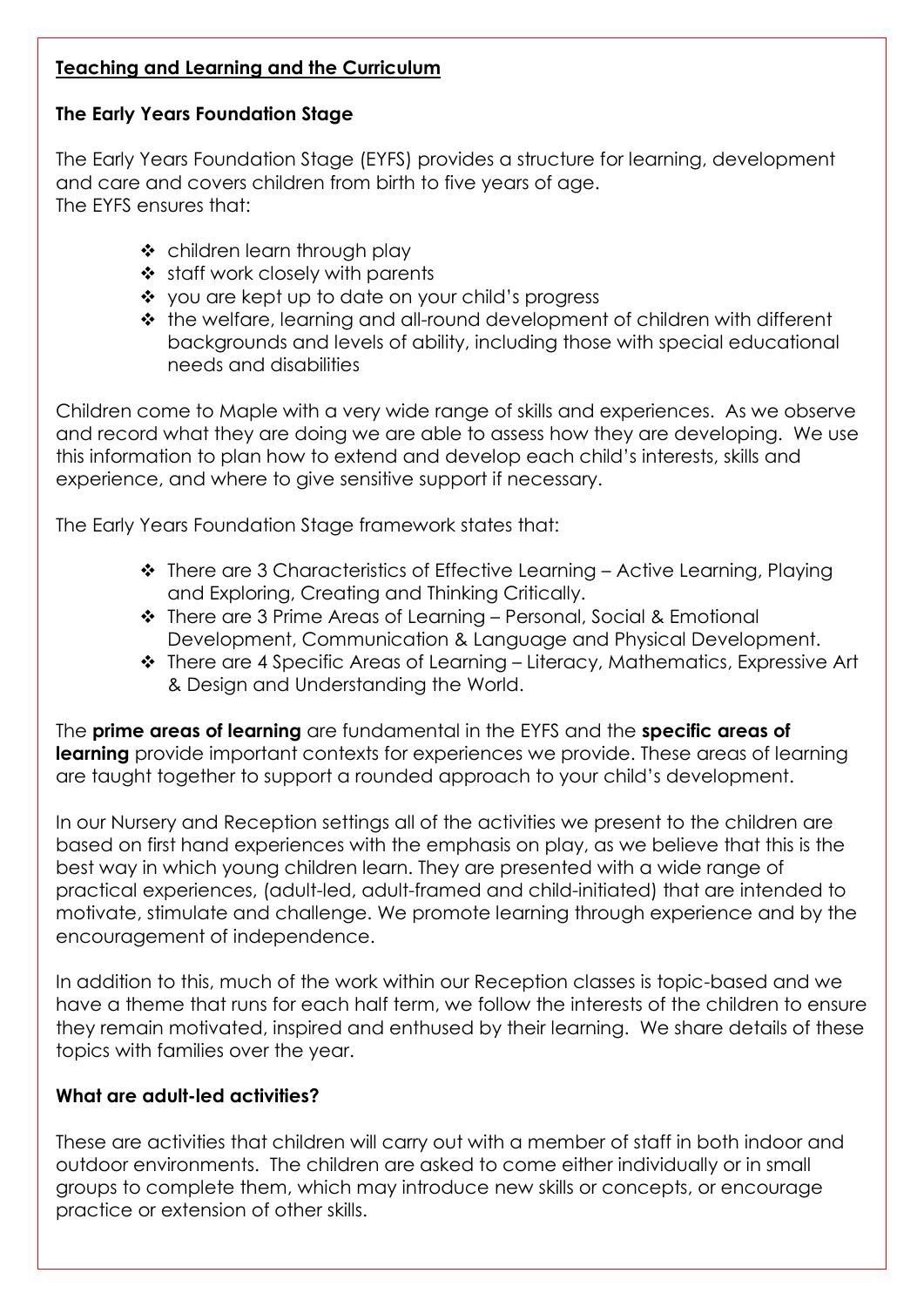## Teaching and Learning and the Curriculum

### The Early Years Foundation Stage

The Early Years Foundation Stage (EYFS) provides a structure for learning, development and care and covers children from birth to five years of age.
The EYFS ensures that:

- children learn through play
- staff work closely with parents
- you are kept up to date on your child's progress
- the welfare, learning and all-round development of children with different backgrounds and levels of ability, including those with special educational needs and disabilities

Children come to Maple with a very wide range of skills and experiences. As we observe and record what they are doing we are able to assess how they are developing. We use this information to plan how to extend and develop each child's interests, skills and experience, and where to give sensitive support if necessary.

The Early Years Foundation Stage framework states that:

- There are 3 Characteristics of Effective Learning – Active Learning, Playing and Exploring, Creating and Thinking Critically.
- There are 3 Prime Areas of Learning – Personal, Social & Emotional Development, Communication & Language and Physical Development.
- There are 4 Specific Areas of Learning – Literacy, Mathematics, Expressive Art & Design and Understanding the World.

The **prime areas of learning** are fundamental in the EYFS and the **specific areas of learning** provide important contexts for experiences we provide. These areas of learning are taught together to support a rounded approach to your child's development.

In our Nursery and Reception settings all of the activities we present to the children are based on first hand experiences with the emphasis on play, as we believe that this is the best way in which young children learn. They are presented with a wide range of practical experiences, (adult-led, adult-framed and child-initiated) that are intended to motivate, stimulate and challenge. We promote learning through experience and by the encouragement of independence.

In addition to this, much of the work within our Reception classes is topic-based and we have a theme that runs for each half term, we follow the interests of the children to ensure they remain motivated, inspired and enthused by their learning. We share details of these topics with families over the year.

### What are adult-led activities?

These are activities that children will carry out with a member of staff in both indoor and outdoor environments. The children are asked to come either individually or in small groups to complete them, which may introduce new skills or concepts, or encourage practice or extension of other skills.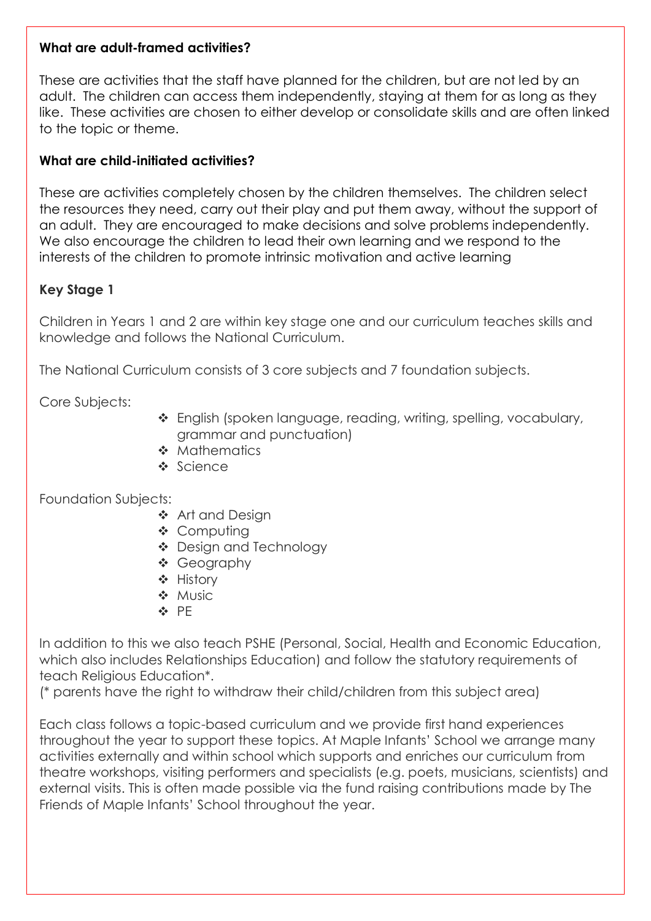**What are adult-framed activities?**

These are activities that the staff have planned for the children, but are not led by an adult. The children can access them independently, staying at them for as long as they like. These activities are chosen to either develop or consolidate skills and are often linked to the topic or theme.

**What are child-initiated activities?**

These are activities completely chosen by the children themselves. The children select the resources they need, carry out their play and put them away, without the support of an adult. They are encouraged to make decisions and solve problems independently. We also encourage the children to lead their own learning and we respond to the interests of the children to promote intrinsic motivation and active learning

**Key Stage 1**

Children in Years 1 and 2 are within key stage one and our curriculum teaches skills and knowledge and follows the National Curriculum.

The National Curriculum consists of 3 core subjects and 7 foundation subjects.

Core Subjects:

- English (spoken language, reading, writing, spelling, vocabulary, grammar and punctuation)
- Mathematics
- Science

Foundation Subjects:

- Art and Design
- Computing
- Design and Technology
- Geography
- History
- Music
- PE

In addition to this we also teach PSHE (Personal, Social, Health and Economic Education, which also includes Relationships Education) and follow the statutory requirements of teach Religious Education*.
(* parents have the right to withdraw their child/children from this subject area)

Each class follows a topic-based curriculum and we provide first hand experiences throughout the year to support these topics. At Maple Infants' School we arrange many activities externally and within school which supports and enriches our curriculum from theatre workshops, visiting performers and specialists (e.g. poets, musicians, scientists) and external visits. This is often made possible via the fund raising contributions made by The Friends of Maple Infants' School throughout the year.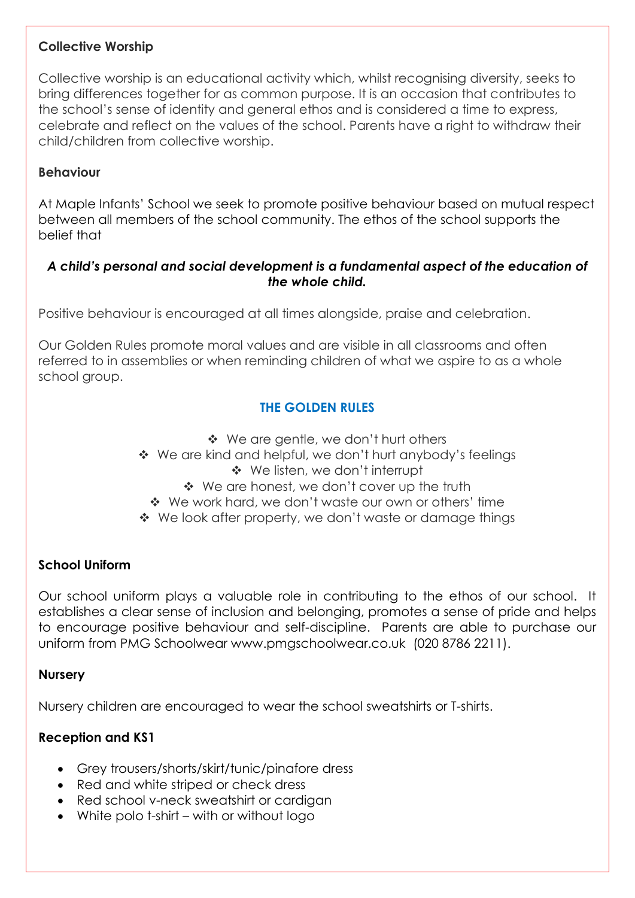## Collective Worship

Collective worship is an educational activity which, whilst recognising diversity, seeks to bring differences together for as common purpose. It is an occasion that contributes to the school's sense of identity and general ethos and is considered a time to express, celebrate and reflect on the values of the school. Parents have a right to withdraw their child/children from collective worship.

## Behaviour

At Maple Infants' School we seek to promote positive behaviour based on mutual respect between all members of the school community. The ethos of the school supports the belief that

***A child's personal and social development is a fundamental aspect of the education of the whole child.***

Positive behaviour is encouraged at all times alongside, praise and celebration.

Our Golden Rules promote moral values and are visible in all classrooms and often referred to in assemblies or when reminding children of what we aspire to as a whole school group.

### THE GOLDEN RULES

- We are gentle, we don't hurt others
- We are kind and helpful, we don't hurt anybody's feelings
- We listen, we don't interrupt
- We are honest, we don't cover up the truth
- We work hard, we don't waste our own or others' time
- We look after property, we don't waste or damage things

## School Uniform

Our school uniform plays a valuable role in contributing to the ethos of our school. It establishes a clear sense of inclusion and belonging, promotes a sense of pride and helps to encourage positive behaviour and self-discipline. Parents are able to purchase our uniform from PMG Schoolwear www.pmgschoolwear.co.uk (020 8786 2211).

### Nursery

Nursery children are encouraged to wear the school sweatshirts or T-shirts.

### Reception and KS1

- Grey trousers/shorts/skirt/tunic/pinafore dress
- Red and white striped or check dress
- Red school v-neck sweatshirt or cardigan
- White polo t-shirt – with or without logo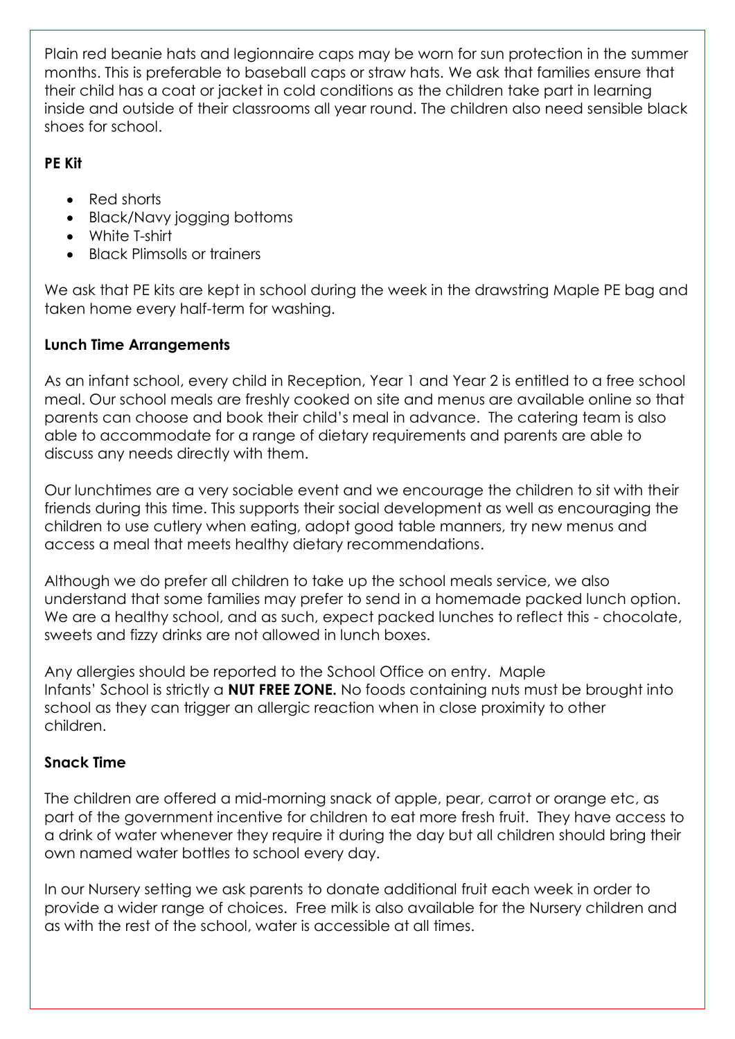Plain red beanie hats and legionnaire caps may be worn for sun protection in the summer months. This is preferable to baseball caps or straw hats. We ask that families ensure that their child has a coat or jacket in cold conditions as the children take part in learning inside and outside of their classrooms all year round. The children also need sensible black shoes for school.

**PE Kit**

- Red shorts
- Black/Navy jogging bottoms
- White T-shirt
- Black Plimsolls or trainers

We ask that PE kits are kept in school during the week in the drawstring Maple PE bag and taken home every half-term for washing.

**Lunch Time Arrangements**

As an infant school, every child in Reception, Year 1 and Year 2 is entitled to a free school meal. Our school meals are freshly cooked on site and menus are available online so that parents can choose and book their child's meal in advance. The catering team is also able to accommodate for a range of dietary requirements and parents are able to discuss any needs directly with them.

Our lunchtimes are a very sociable event and we encourage the children to sit with their friends during this time. This supports their social development as well as encouraging the children to use cutlery when eating, adopt good table manners, try new menus and access a meal that meets healthy dietary recommendations.

Although we do prefer all children to take up the school meals service, we also understand that some families may prefer to send in a homemade packed lunch option. We are a healthy school, and as such, expect packed lunches to reflect this - chocolate, sweets and fizzy drinks are not allowed in lunch boxes.

Any allergies should be reported to the School Office on entry. Maple Infants' School is strictly a **NUT FREE ZONE.** No foods containing nuts must be brought into school as they can trigger an allergic reaction when in close proximity to other children.

**Snack Time**

The children are offered a mid-morning snack of apple, pear, carrot or orange etc, as part of the government incentive for children to eat more fresh fruit. They have access to a drink of water whenever they require it during the day but all children should bring their own named water bottles to school every day.

In our Nursery setting we ask parents to donate additional fruit each week in order to provide a wider range of choices. Free milk is also available for the Nursery children and as with the rest of the school, water is accessible at all times.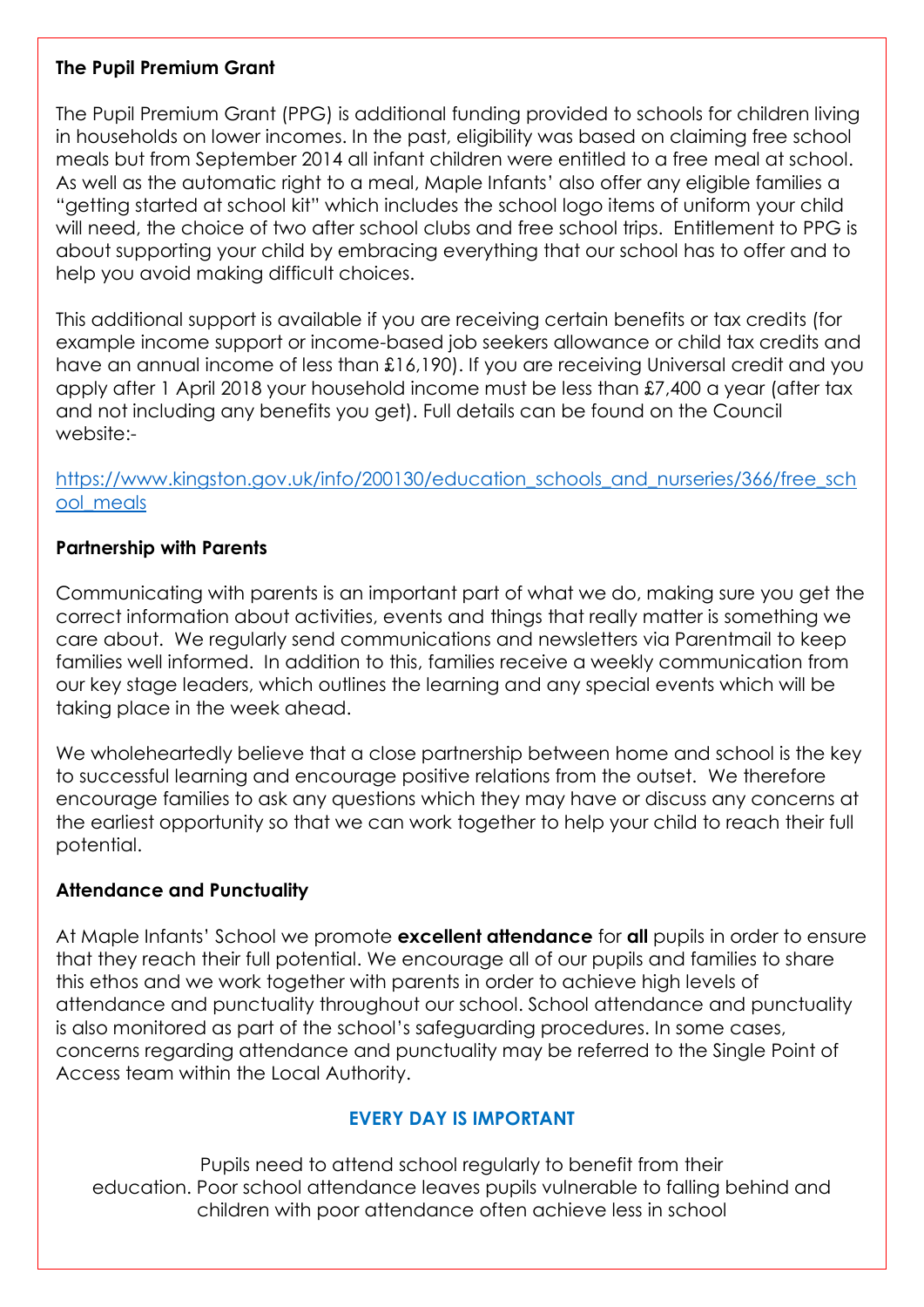### The Pupil Premium Grant

The Pupil Premium Grant (PPG) is additional funding provided to schools for children living in households on lower incomes. In the past, eligibility was based on claiming free school meals but from September 2014 all infant children were entitled to a free meal at school. As well as the automatic right to a meal, Maple Infants' also offer any eligible families a "getting started at school kit" which includes the school logo items of uniform your child will need, the choice of two after school clubs and free school trips. Entitlement to PPG is about supporting your child by embracing everything that our school has to offer and to help you avoid making difficult choices.

This additional support is available if you are receiving certain benefits or tax credits (for example income support or income-based job seekers allowance or child tax credits and have an annual income of less than £16,190). If you are receiving Universal credit and you apply after 1 April 2018 your household income must be less than £7,400 a year (after tax and not including any benefits you get). Full details can be found on the Council website:-

[https://www.kingston.gov.uk/info/200130/education_schools_and_nurseries/366/free_school_meals](https://www.kingston.gov.uk/info/200130/education_schools_and_nurseries/366/free_school_meals)

### Partnership with Parents

Communicating with parents is an important part of what we do, making sure you get the correct information about activities, events and things that really matter is something we care about. We regularly send communications and newsletters via Parentmail to keep families well informed. In addition to this, families receive a weekly communication from our key stage leaders, which outlines the learning and any special events which will be taking place in the week ahead.

We wholeheartedly believe that a close partnership between home and school is the key to successful learning and encourage positive relations from the outset. We therefore encourage families to ask any questions which they may have or discuss any concerns at the earliest opportunity so that we can work together to help your child to reach their full potential.

### Attendance and Punctuality

At Maple Infants' School we promote **excellent attendance** for **all** pupils in order to ensure that they reach their full potential. We encourage all of our pupils and families to share this ethos and we work together with parents in order to achieve high levels of attendance and punctuality throughout our school. School attendance and punctuality is also monitored as part of the school's safeguarding procedures. In some cases, concerns regarding attendance and punctuality may be referred to the Single Point of Access team within the Local Authority.

**EVERY DAY IS IMPORTANT**

Pupils need to attend school regularly to benefit from their education. Poor school attendance leaves pupils vulnerable to falling behind and children with poor attendance often achieve less in school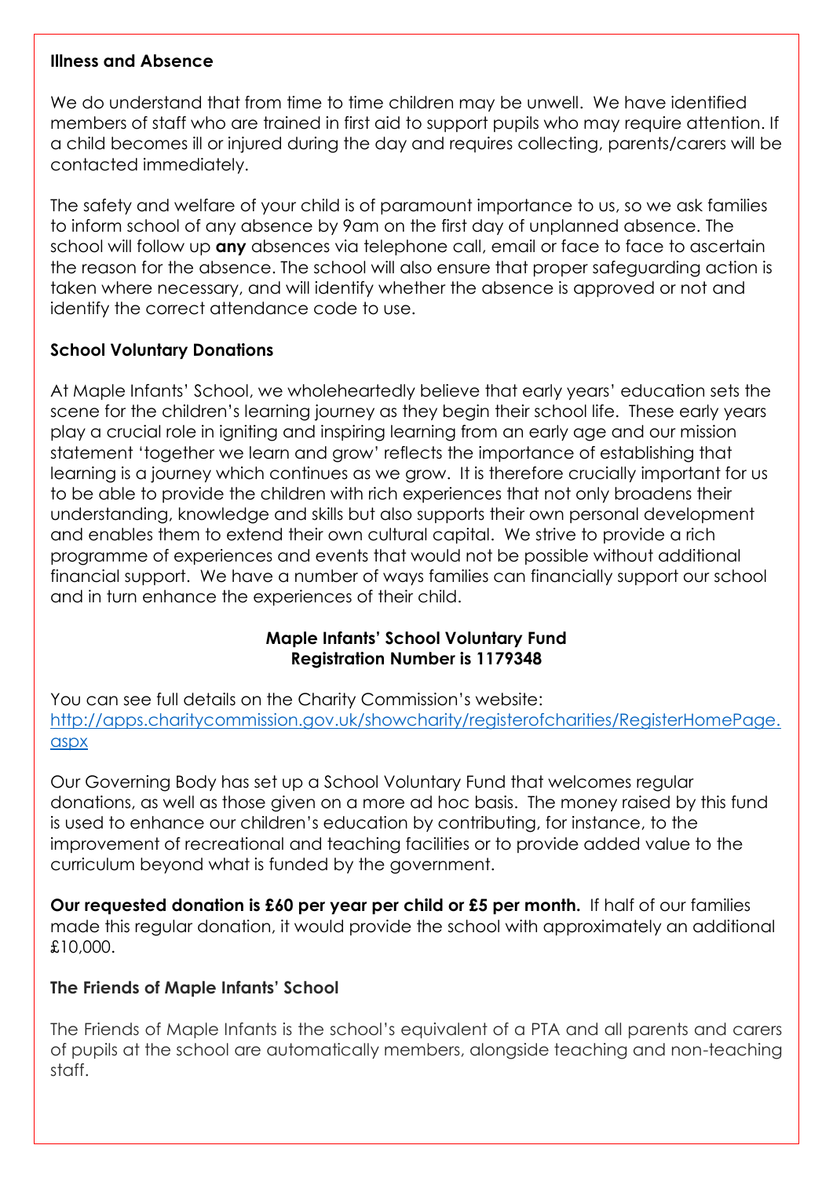**Illness and Absence**

We do understand that from time to time children may be unwell. We have identified members of staff who are trained in first aid to support pupils who may require attention. If a child becomes ill or injured during the day and requires collecting, parents/carers will be contacted immediately.

The safety and welfare of your child is of paramount importance to us, so we ask families to inform school of any absence by 9am on the first day of unplanned absence. The school will follow up **any** absences via telephone call, email or face to face to ascertain the reason for the absence. The school will also ensure that proper safeguarding action is taken where necessary, and will identify whether the absence is approved or not and identify the correct attendance code to use.

**School Voluntary Donations**

At Maple Infants' School, we wholeheartedly believe that early years' education sets the scene for the children's learning journey as they begin their school life. These early years play a crucial role in igniting and inspiring learning from an early age and our mission statement 'together we learn and grow' reflects the importance of establishing that learning is a journey which continues as we grow. It is therefore crucially important for us to be able to provide the children with rich experiences that not only broadens their understanding, knowledge and skills but also supports their own personal development and enables them to extend their own cultural capital. We strive to provide a rich programme of experiences and events that would not be possible without additional financial support. We have a number of ways families can financially support our school and in turn enhance the experiences of their child.

**Maple Infants' School Voluntary Fund**
**Registration Number is 1179348**

You can see full details on the Charity Commission's website:
[http://apps.charitycommission.gov.uk/showcharity/registerofcharities/RegisterHomePage.aspx](http://apps.charitycommission.gov.uk/showcharity/registerofcharities/RegisterHomePage.aspx)

Our Governing Body has set up a School Voluntary Fund that welcomes regular donations, as well as those given on a more ad hoc basis. The money raised by this fund is used to enhance our children's education by contributing, for instance, to the improvement of recreational and teaching facilities or to provide added value to the curriculum beyond what is funded by the government.

**Our requested donation is £60 per year per child or £5 per month.** If half of our families made this regular donation, it would provide the school with approximately an additional £10,000.

**The Friends of Maple Infants' School**

The Friends of Maple Infants is the school's equivalent of a PTA and all parents and carers of pupils at the school are automatically members, alongside teaching and non-teaching staff.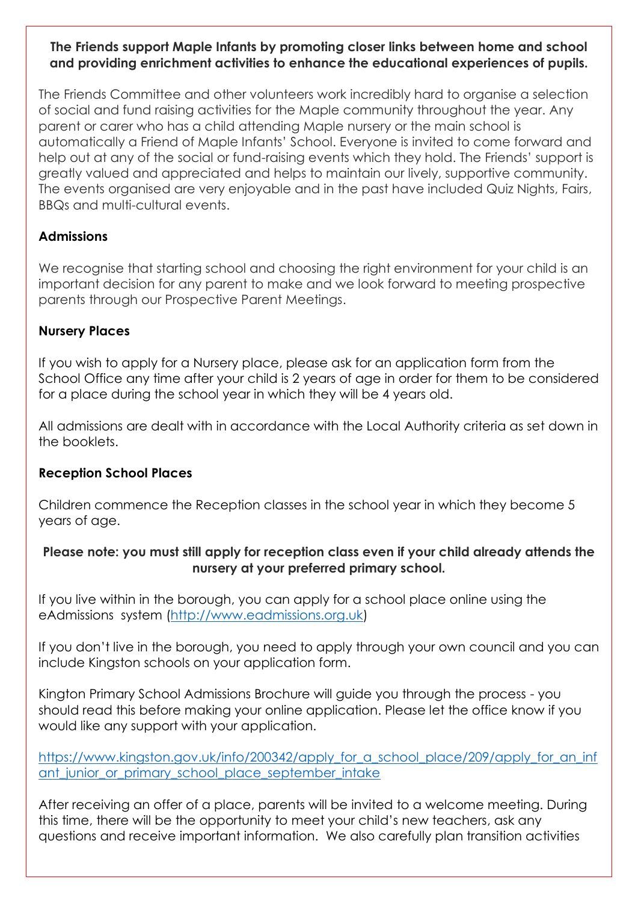**The Friends support Maple Infants by promoting closer links between home and school and providing enrichment activities to enhance the educational experiences of pupils.**

The Friends Committee and other volunteers work incredibly hard to organise a selection of social and fund raising activities for the Maple community throughout the year. Any parent or carer who has a child attending Maple nursery or the main school is automatically a Friend of Maple Infants' School. Everyone is invited to come forward and help out at any of the social or fund-raising events which they hold. The Friends' support is greatly valued and appreciated and helps to maintain our lively, supportive community. The events organised are very enjoyable and in the past have included Quiz Nights, Fairs, BBQs and multi-cultural events.

**Admissions**

We recognise that starting school and choosing the right environment for your child is an important decision for any parent to make and we look forward to meeting prospective parents through our Prospective Parent Meetings.

**Nursery Places**

If you wish to apply for a Nursery place, please ask for an application form from the School Office any time after your child is 2 years of age in order for them to be considered for a place during the school year in which they will be 4 years old.

All admissions are dealt with in accordance with the Local Authority criteria as set down in the booklets.

**Reception School Places**

Children commence the Reception classes in the school year in which they become 5 years of age.

**Please note: you must still apply for reception class even if your child already attends the nursery at your preferred primary school.**

If you live within in the borough, you can apply for a school place online using the eAdmissions system (http://www.eadmissions.org.uk)

If you don't live in the borough, you need to apply through your own council and you can include Kingston schools on your application form.

Kington Primary School Admissions Brochure will guide you through the process - you should read this before making your online application. Please let the office know if you would like any support with your application.

https://www.kingston.gov.uk/info/200342/apply_for_a_school_place/209/apply_for_an_infant_junior_or_primary_school_place_september_intake

After receiving an offer of a place, parents will be invited to a welcome meeting. During this time, there will be the opportunity to meet your child's new teachers, ask any questions and receive important information. We also carefully plan transition activities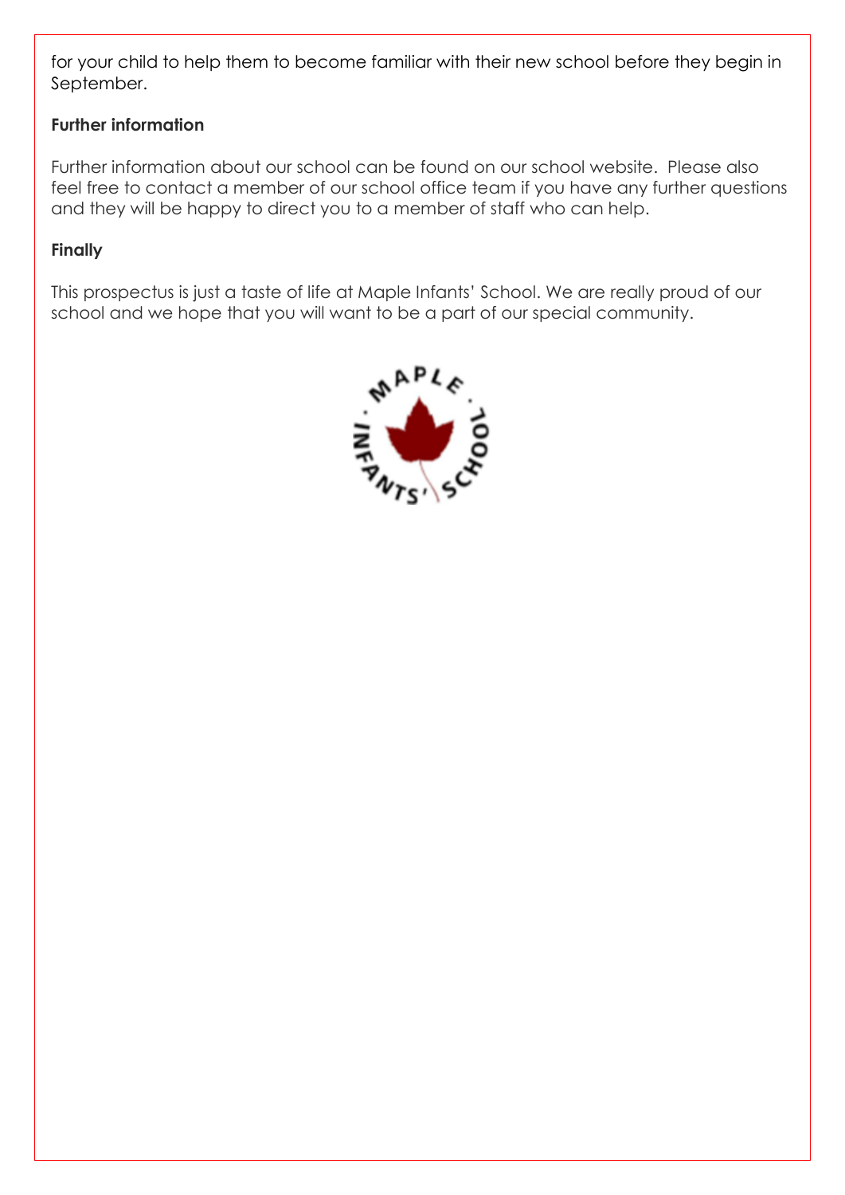for your child to help them to become familiar with their new school before they begin in September.

**Further information**

Further information about our school can be found on our school website. Please also feel free to contact a member of our school office team if you have any further questions and they will be happy to direct you to a member of staff who can help.

**Finally**

This prospectus is just a taste of life at Maple Infants' School. We are really proud of our school and we hope that you will want to be a part of our special community.